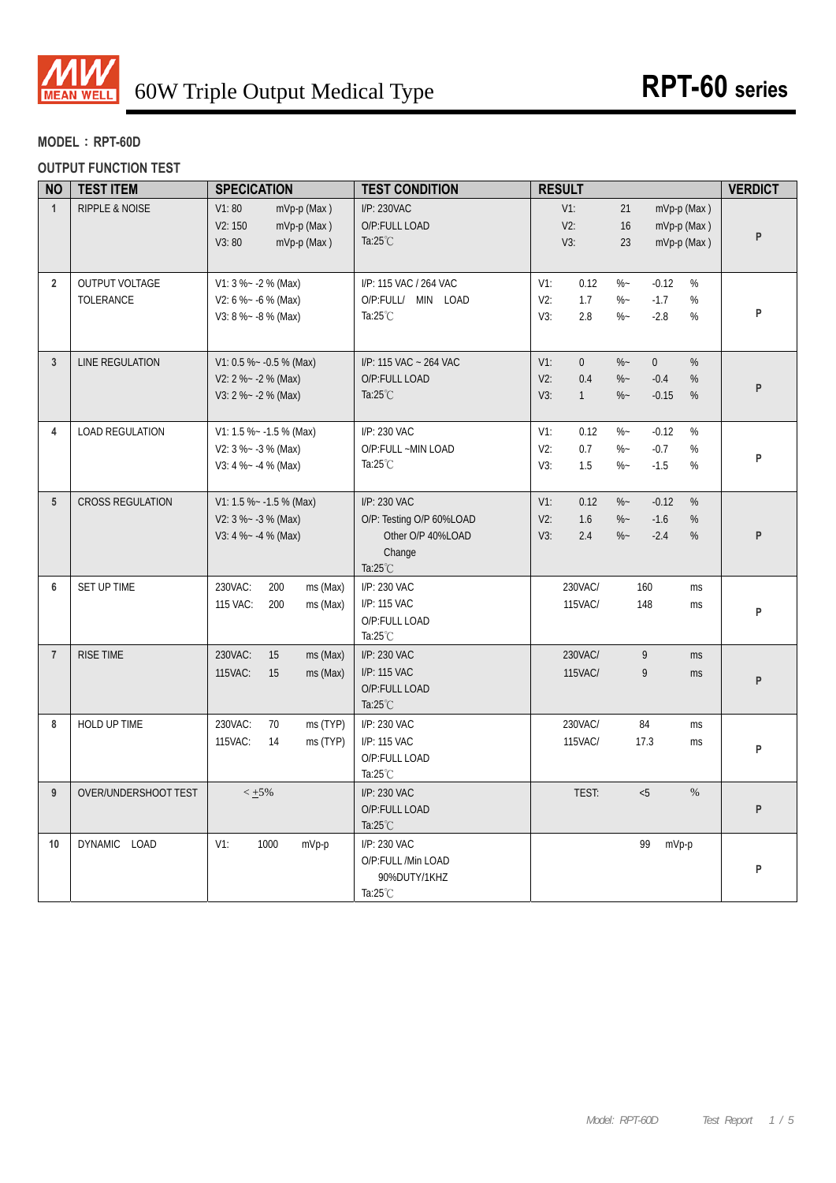# 60W Triple Output Medical Type — RPT-60 series

**MODEL：RPT-60D**

**OUTPUT FUNCTION TEST**

| NO | TEST ITEM | SPECIATION | TEST CONDITION | RESULT | VERDICT |
|---|---|---|---|---|---|
| 1 | RIPPLE & NOISE | V1: 80 mVp-p (Max )<br>V2: 150 mVp-p (Max )<br>V3: 80 mVp-p (Max ) | I/P: 230VAC<br>O/P:FULL LOAD<br>Ta:25℃ | V1: 21 mVp-p (Max )<br>V2: 16 mVp-p (Max )<br>V3: 23 mVp-p (Max ) | P |
| 2 | OUTPUT VOLTAGE TOLERANCE | V1: 3 %~ -2 % (Max)<br>V2: 6 %~ -6 % (Max)<br>V3: 8 %~ -8 % (Max) | I/P: 115 VAC / 264 VAC<br>O/P:FULL/ MIN LOAD<br>Ta:25℃ | V1: 0.12 %~ -0.12 %<br>V2: 1.7 %~ -1.7 %<br>V3: 2.8 %~ -2.8 % | P |
| 3 | LINE REGULATION | V1: 0.5 %~ -0.5 % (Max)<br>V2: 2 %~ -2 % (Max)<br>V3: 2 %~ -2 % (Max) | I/P: 115 VAC ~ 264 VAC<br>O/P:FULL LOAD<br>Ta:25℃ | V1: 0 %~ 0 %<br>V2: 0.4 %~ -0.4 %<br>V3: 1 %~ -0.15 % | P |
| 4 | LOAD REGULATION | V1: 1.5 %~ -1.5 % (Max)<br>V2: 3 %~ -3 % (Max)<br>V3: 4 %~ -4 % (Max) | I/P: 230 VAC<br>O/P:FULL ~MIN LOAD<br>Ta:25℃ | V1: 0.12 %~ -0.12 %<br>V2: 0.7 %~ -0.7 %<br>V3: 1.5 %~ -1.5 % | P |
| 5 | CROSS REGULATION | V1: 1.5 %~ -1.5 % (Max)<br>V2: 3 %~ -3 % (Max)<br>V3: 4 %~ -4 % (Max) | I/P: 230 VAC<br>O/P: Testing O/P 60%LOAD<br>Other O/P 40%LOAD<br>Change<br>Ta:25℃ | V1: 0.12 %~ -0.12 %<br>V2: 1.6 %~ -1.6 %<br>V3: 2.4 %~ -2.4 % | P |
| 6 | SET UP TIME | 230VAC: 200 ms (Max)<br>115 VAC: 200 ms (Max) | I/P: 230 VAC<br>I/P: 115 VAC<br>O/P:FULL LOAD<br>Ta:25℃ | 230VAC/ 160 ms<br>115VAC/ 148 ms | P |
| 7 | RISE TIME | 230VAC: 15 ms (Max)<br>115VAC: 15 ms (Max) | I/P: 230 VAC<br>I/P: 115 VAC<br>O/P:FULL LOAD<br>Ta:25℃ | 230VAC/ 9 ms<br>115VAC/ 9 ms | P |
| 8 | HOLD UP TIME | 230VAC: 70 ms (TYP)<br>115VAC: 14 ms (TYP) | I/P: 230 VAC<br>I/P: 115 VAC<br>O/P:FULL LOAD<br>Ta:25℃ | 230VAC/ 84 ms<br>115VAC/ 17.3 ms | P |
| 9 | OVER/UNDERSHOOT TEST | < ±5% | I/P: 230 VAC<br>O/P:FULL LOAD<br>Ta:25℃ | TEST: <5 % | P |
| 10 | DYNAMIC LOAD | V1: 1000 mVp-p | I/P: 230 VAC<br>O/P:FULL /Min LOAD<br>90%DUTY/1KHZ<br>Ta:25℃ | 99 mVp-p | P |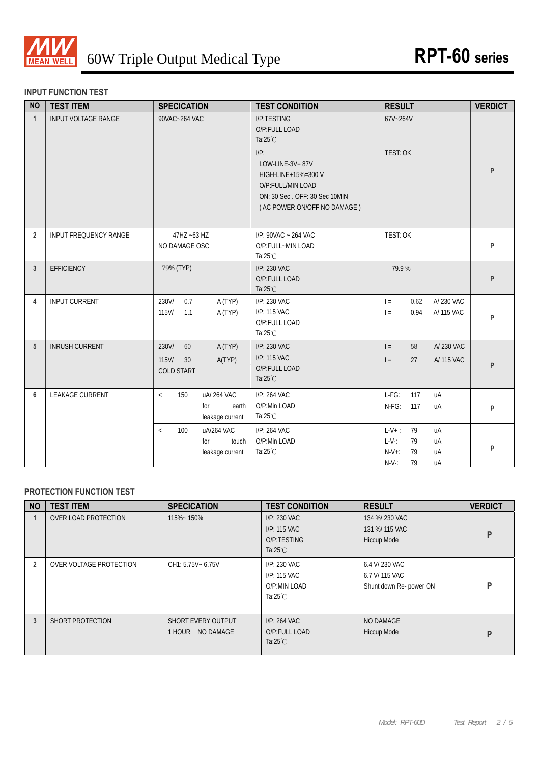# 60W Triple Output Medical Type — RPT-60 series

## INPUT FUNCTION TEST

| NO | TEST ITEM | SPECICATION | TEST CONDITION | RESULT | VERDICT |
|---|---|---|---|---|---|
| 1 | INPUT VOLTAGE RANGE | 90VAC~264 VAC | I/P:TESTING<br>O/P:FULL LOAD<br>Ta:25℃ | 67V~264V | P |
| | | | I/P:<br>LOW-LINE-3V= 87V<br>HIGH-LINE+15%=300 V<br>O/P:FULL/MIN LOAD<br>ON: 30 Sec . OFF: 30 Sec 10MIN<br>( AC POWER ON/OFF NO DAMAGE ) | TEST: OK | |
| 2 | INPUT FREQUENCY RANGE | 47HZ ~63 HZ<br>NO DAMAGE OSC | I/P: 90VAC ~ 264 VAC<br>O/P:FULL~MIN LOAD<br>Ta:25℃ | TEST: OK | P |
| 3 | EFFICIENCY | 79% (TYP) | I/P: 230 VAC<br>O/P:FULL LOAD<br>Ta:25℃ | 79.9 % | P |
| 4 | INPUT CURRENT | 230V/ 0.7 A (TYP)<br>115V/ 1.1 A (TYP) | I/P: 230 VAC<br>I/P: 115 VAC<br>O/P:FULL LOAD<br>Ta:25℃ | I = 0.62 A/ 230 VAC<br>I = 0.94 A/ 115 VAC | P |
| 5 | INRUSH CURRENT | 230V/ 60 A (TYP)<br>115V/ 30 A(TYP)<br>COLD START | I/P: 230 VAC<br>I/P: 115 VAC<br>O/P:FULL LOAD<br>Ta:25℃ | I = 58 A/ 230 VAC<br>I = 27 A/ 115 VAC | P |
| 6 | LEAKAGE CURRENT | < 150 uA/ 264 VAC for earth leakage current | I/P: 264 VAC<br>O/P:Min LOAD<br>Ta:25℃ | L-FG: 117 uA<br>N-FG: 117 uA | p |
| | | < 100 uA/264 VAC for touch leakage current | I/P: 264 VAC<br>O/P:Min LOAD<br>Ta:25℃ | L-V+ : 79 uA<br>L-V-: 79 uA<br>N-V+: 79 uA<br>N-V-: 79 uA | p |

## PROTECTION FUNCTION TEST

| NO | TEST ITEM | SPECICATION | TEST CONDITION | RESULT | VERDICT |
|---|---|---|---|---|---|
| 1 | OVER LOAD PROTECTION | 115%~ 150% | I/P: 230 VAC<br>I/P: 115 VAC<br>O/P:TESTING<br>Ta:25℃ | 134 %/ 230 VAC<br>131 %/ 115 VAC<br>Hiccup Mode | P |
| 2 | OVER VOLTAGE PROTECTION | CH1: 5.75V~ 6.75V | I/P: 230 VAC<br>I/P: 115 VAC<br>O/P:MIN LOAD<br>Ta:25℃ | 6.4 V/ 230 VAC<br>6.7 V/ 115 VAC<br>Shunt down Re- power ON | P |
| 3 | SHORT PROTECTION | SHORT EVERY OUTPUT<br>1 HOUR NO DAMAGE | I/P: 264 VAC<br>O/P:FULL LOAD<br>Ta:25℃ | NO DAMAGE<br>Hiccup Mode | P |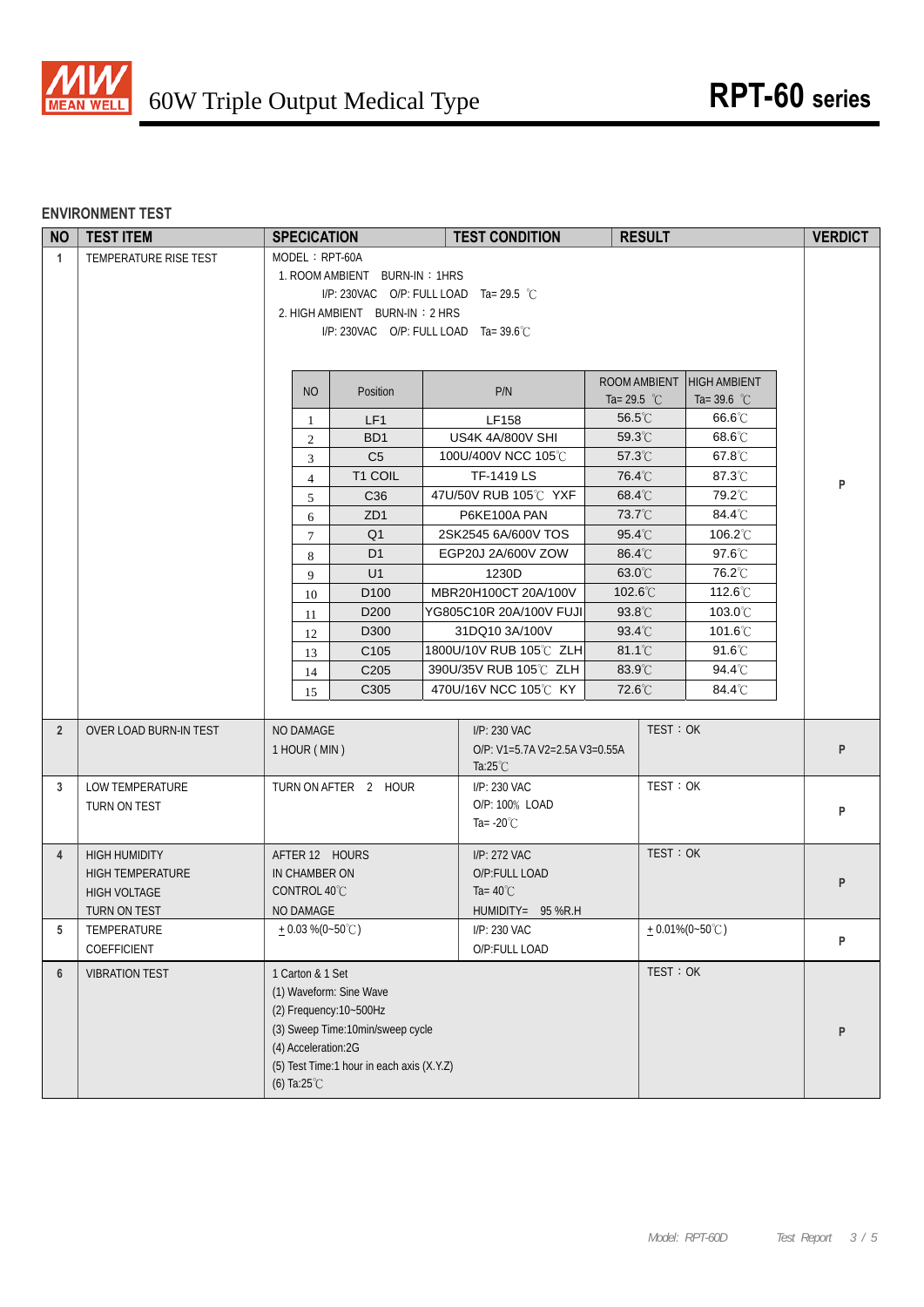## 60W Triple Output Medical Type — RPT-60 series

### ENVIRONMENT TEST

| NO | TEST ITEM | SPECICATION | TEST CONDITION | RESULT | VERDICT |
|---|---|---|---|---|---|
| 1 | TEMPERATURE RISE TEST | MODEL：RPT-60A<br>1. ROOM AMBIENT BURN-IN：1HRS<br>I/P: 230VAC O/P: FULL LOAD Ta= 29.5 ℃<br>2. HIGH AMBIENT BURN-IN：2 HRS<br>I/P: 230VAC O/P: FULL LOAD Ta= 39.6℃ (see table below) | | | P |
| 2 | OVER LOAD BURN-IN TEST | NO DAMAGE<br>1 HOUR ( MIN ) | I/P: 230 VAC<br>O/P: V1=5.7A V2=2.5A V3=0.55A<br>Ta:25℃ | TEST：OK | P |
| 3 | LOW TEMPERATURE TURN ON TEST | TURN ON AFTER 2 HOUR | I/P: 230 VAC<br>O/P: 100% LOAD<br>Ta= -20℃ | TEST：OK | P |
| 4 | HIGH HUMIDITY HIGH TEMPERATURE HIGH VOLTAGE TURN ON TEST | AFTER 12 HOURS<br>IN CHAMBER ON<br>CONTROL 40℃<br>NO DAMAGE | I/P: 272 VAC<br>O/P:FULL LOAD<br>Ta= 40℃<br>HUMIDITY= 95 %R.H | TEST：OK | P |
| 5 | TEMPERATURE COEFFICIENT | ±0.03 %(0~50℃) | I/P: 230 VAC<br>O/P:FULL LOAD | ±0.01%(0~50℃) | P |
| 6 | VIBRATION TEST | 1 Carton & 1 Set<br>(1) Waveform: Sine Wave<br>(2) Frequency:10~500Hz<br>(3) Sweep Time:10min/sweep cycle<br>(4) Acceleration:2G<br>(5) Test Time:1 hour in each axis (X.Y.Z)<br>(6) Ta:25℃ | | TEST：OK | P |

Temperature rise test results (Test 1):

| NO | Position | P/N | ROOM AMBIENT Ta= 29.5 ℃ | HIGH AMBIENT Ta= 39.6 ℃ |
|---|---|---|---|---|
| 1 | LF1 | LF158 | 56.5℃ | 66.6℃ |
| 2 | BD1 | US4K 4A/800V SHI | 59.3℃ | 68.6℃ |
| 3 | C5 | 100U/400V NCC 105℃ | 57.3℃ | 67.8℃ |
| 4 | T1 COIL | TF-1419 LS | 76.4℃ | 87.3℃ |
| 5 | C36 | 47U/50V RUB 105℃ YXF | 68.4℃ | 79.2℃ |
| 6 | ZD1 | P6KE100A PAN | 73.7℃ | 84.4℃ |
| 7 | Q1 | 2SK2545 6A/600V TOS | 95.4℃ | 106.2℃ |
| 8 | D1 | EGP20J 2A/600V ZOW | 86.4℃ | 97.6℃ |
| 9 | U1 | 1230D | 63.0℃ | 76.2℃ |
| 10 | D100 | MBR20H100CT 20A/100V | 102.6℃ | 112.6℃ |
| 11 | D200 | YG805C10R 20A/100V FUJI | 93.8℃ | 103.0℃ |
| 12 | D300 | 31DQ10 3A/100V | 93.4℃ | 101.6℃ |
| 13 | C105 | 1800U/10V RUB 105℃ ZLH | 81.1℃ | 91.6℃ |
| 14 | C205 | 390U/35V RUB 105℃ ZLH | 83.9℃ | 94.4℃ |
| 15 | C305 | 470U/16V NCC 105℃ KY | 72.6℃ | 84.4℃ |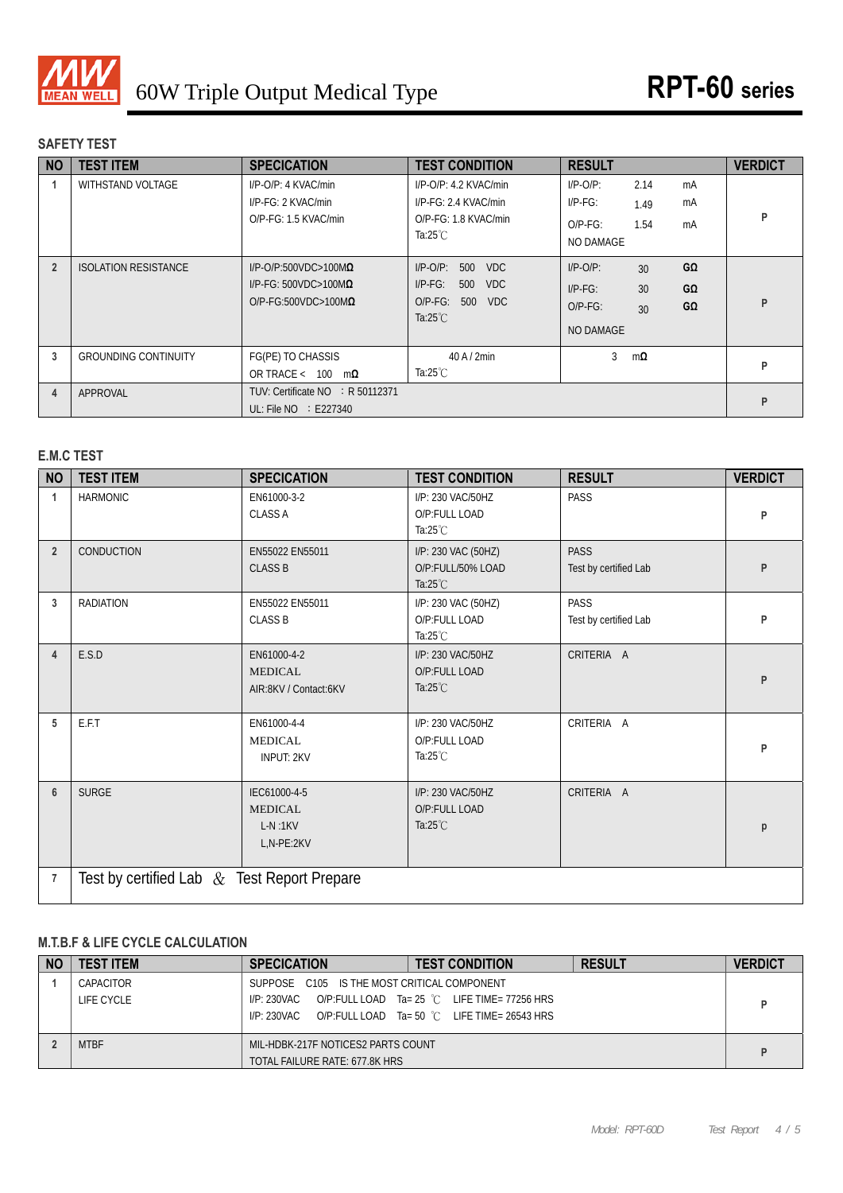# 60W Triple Output Medical Type — RPT-60 series

## SAFETY TEST

| NO | TEST ITEM | SPECICATION | TEST CONDITION | RESULT | VERDICT |
|---|---|---|---|---|---|
| 1 | WITHSTAND VOLTAGE | I/P-O/P: 4 KVAC/min<br>I/P-FG: 2 KVAC/min<br>O/P-FG: 1.5 KVAC/min | I/P-O/P: 4.2 KVAC/min<br>I/P-FG: 2.4 KVAC/min<br>O/P-FG: 1.8 KVAC/min<br>Ta:25℃ | I/P-O/P: 2.14 mA<br>I/P-FG: 1.49 mA<br>O/P-FG: 1.54 mA<br>NO DAMAGE | P |
| 2 | ISOLATION RESISTANCE | I/P-O/P:500VDC>100MΩ<br>I/P-FG: 500VDC>100MΩ<br>O/P-FG:500VDC>100MΩ | I/P-O/P: 500 VDC<br>I/P-FG: 500 VDC<br>O/P-FG: 500 VDC<br>Ta:25℃ | I/P-O/P: 30 GΩ<br>I/P-FG: 30 GΩ<br>O/P-FG: 30 GΩ<br>NO DAMAGE | P |
| 3 | GROUNDING CONTINUITY | FG(PE) TO CHASSIS<br>OR TRACE < 100 mΩ | 40 A / 2min<br>Ta:25℃ | 3 mΩ | P |
| 4 | APPROVAL | TUV: Certificate NO : R 50112371<br>UL: File NO : E227340 | | | P |

## E.M.C TEST

| NO | TEST ITEM | SPECICATION | TEST CONDITION | RESULT | VERDICT |
|---|---|---|---|---|---|
| 1 | HARMONIC | EN61000-3-2<br>CLASS A | I/P: 230 VAC/50HZ<br>O/P:FULL LOAD<br>Ta:25℃ | PASS | P |
| 2 | CONDUCTION | EN55022 EN55011<br>CLASS B | I/P: 230 VAC (50HZ)<br>O/P:FULL/50% LOAD<br>Ta:25℃ | PASS<br>Test by certified Lab | P |
| 3 | RADIATION | EN55022 EN55011<br>CLASS B | I/P: 230 VAC (50HZ)<br>O/P:FULL LOAD<br>Ta:25℃ | PASS<br>Test by certified Lab | P |
| 4 | E.S.D | EN61000-4-2<br>MEDICAL<br>AIR:8KV / Contact:6KV | I/P: 230 VAC/50HZ<br>O/P:FULL LOAD<br>Ta:25℃ | CRITERIA A | P |
| 5 | E.F.T | EN61000-4-4<br>MEDICAL<br>INPUT: 2KV | I/P: 230 VAC/50HZ<br>O/P:FULL LOAD<br>Ta:25℃ | CRITERIA A | P |
| 6 | SURGE | IEC61000-4-5<br>MEDICAL<br>L-N :1KV<br>L,N-PE:2KV | I/P: 230 VAC/50HZ<br>O/P:FULL LOAD<br>Ta:25℃ | CRITERIA A | p |
| 7 | Test by certified Lab & Test Report Prepare | | | | |

## M.T.B.F & LIFE CYCLE CALCULATION

| NO | TEST ITEM | SPECICATION | TEST CONDITION | RESULT | VERDICT |
|---|---|---|---|---|---|
| 1 | CAPACITOR<br>LIFE CYCLE | SUPPOSE C105 IS THE MOST CRITICAL COMPONENT<br>I/P: 230VAC O/P:FULL LOAD Ta= 25 ℃ LIFE TIME= 77256 HRS<br>I/P: 230VAC O/P:FULL LOAD Ta= 50 ℃ LIFE TIME= 26543 HRS | | | P |
| 2 | MTBF | MIL-HDBK-217F NOTICES2 PARTS COUNT<br>TOTAL FAILURE RATE: 677.8K HRS | | | P |

Model: RPT-60D Test Report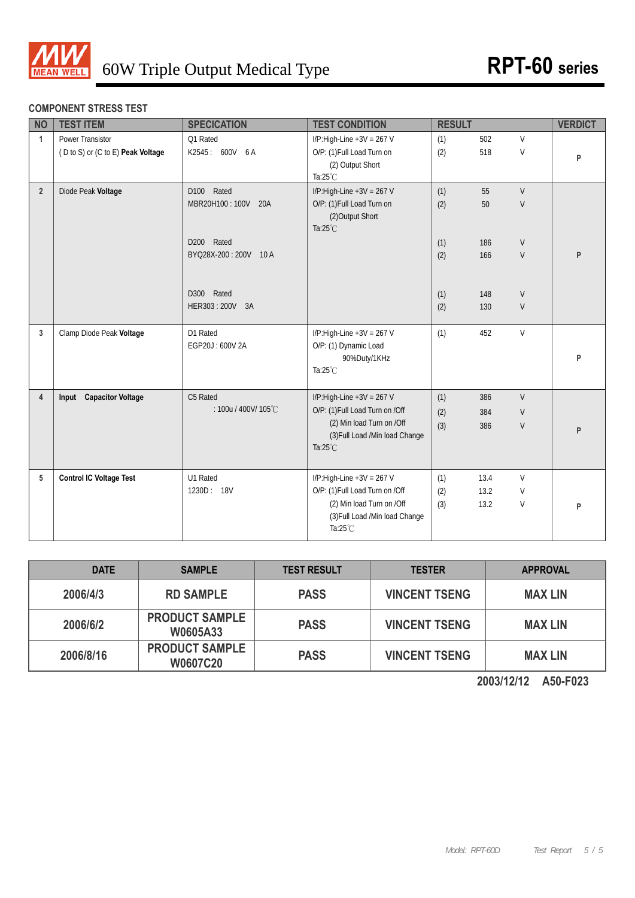## COMPONENT STRESS TEST

| NO | TEST ITEM | SPECICATION | TEST CONDITION | RESULT | | | VERDICT |
|---|---|---|---|---|---|---|---|
| 1 | Power Transistor<br>( D to S) or (C to E) **Peak Voltage** | Q1 Rated<br>K2545 : 600V 6 A | I/P:High-Line +3V = 267 V<br>O/P: (1)Full Load Turn on<br>(2) Output Short<br>Ta:25℃ | (1)<br>(2) | 502<br>518 | V<br>V | P |
| 2 | Diode Peak **Voltage** | D100 Rated<br>MBR20H100 : 100V 20A<br><br>D200 Rated<br>BYQ28X-200 : 200V 10 A<br><br>D300 Rated<br>HER303 : 200V 3A | I/P:High-Line +3V = 267 V<br>O/P: (1)Full Load Turn on<br>(2)Output Short<br>Ta:25℃ | (1)<br>(2)<br><br>(1)<br>(2)<br><br>(1)<br>(2) | 55<br>50<br><br>186<br>166<br><br>148<br>130 | V<br>V<br><br>V<br>V<br><br>V<br>V | P |
| 3 | Clamp Diode Peak **Voltage** | D1 Rated<br>EGP20J : 600V 2A | I/P:High-Line +3V = 267 V<br>O/P: (1) Dynamic Load<br>90%Duty/1KHz<br>Ta:25℃ | (1) | 452 | V | P |
| 4 | **Input Capacitor Voltage** | C5 Rated<br>: 100u / 400V/ 105℃ | I/P:High-Line +3V = 267 V<br>O/P: (1)Full Load Turn on /Off<br>(2) Min load Turn on /Off<br>(3)Full Load /Min load Change<br>Ta:25℃ | (1)<br>(2)<br>(3) | 386<br>384<br>386 | V<br>V<br>V | P |
| 5 | **Control IC Voltage Test** | U1 Rated<br>1230D : 18V | I/P:High-Line +3V = 267 V<br>O/P: (1)Full Load Turn on /Off<br>(2) Min load Turn on /Off<br>(3)Full Load /Min load Change<br>Ta:25℃ | (1)<br>(2)<br>(3) | 13.4<br>13.2<br>13.2 | V<br>V<br>V | P |

| DATE | SAMPLE | TEST RESULT | TESTER | APPROVAL |
|---|---|---|---|---|
| 2006/4/3 | RD SAMPLE | PASS | VINCENT TSENG | MAX LIN |
| 2006/6/2 | PRODUCT SAMPLE W0605A33 | PASS | VINCENT TSENG | MAX LIN |
| 2006/8/16 | PRODUCT SAMPLE W0607C20 | PASS | VINCENT TSENG | MAX LIN |

2003/12/12 A50-F023